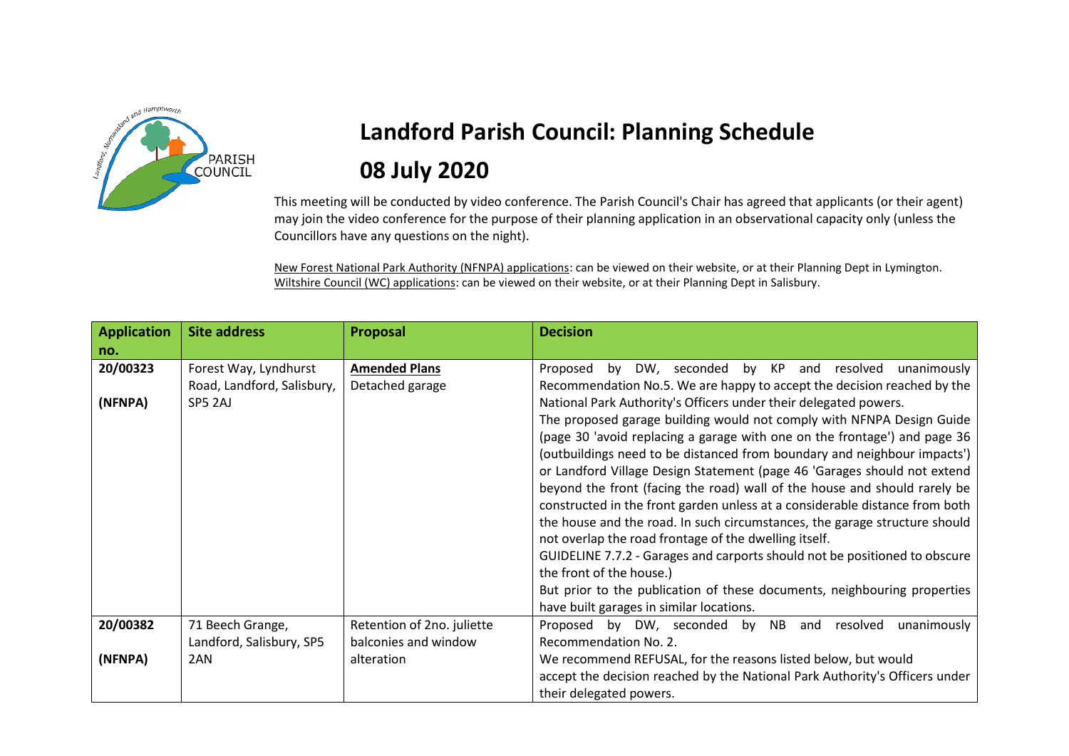# Landford Parish Council: Planning Schedule

# 08 July 2020

This meeting will be conducted by video conference. The Parish Council's Chair has agreed that applicants (or their agent) may join the video conference for the purpose of their planning application in an observational capacity only (unless the Councillors have any questions on the night).

New Forest National Park Authority (NFNPA) applications: can be viewed on their website, or at their Planning Dept in Lymington.
Wiltshire Council (WC) applications: can be viewed on their website, or at their Planning Dept in Salisbury.

| Application no. | Site address | Proposal | Decision |
|---|---|---|---|
| 20/00323<br><br>(NFNPA) | Forest Way, Lyndhurst Road, Landford, Salisbury, SP5 2AJ | **Amended Plans**<br>Detached garage | Proposed by DW, seconded by KP and resolved unanimously Recommendation No.5. We are happy to accept the decision reached by the National Park Authority's Officers under their delegated powers.<br>The proposed garage building would not comply with NFNPA Design Guide (page 30 'avoid replacing a garage with one on the frontage') and page 36 (outbuildings need to be distanced from boundary and neighbour impacts') or Landford Village Design Statement (page 46 'Garages should not extend beyond the front (facing the road) wall of the house and should rarely be constructed in the front garden unless at a considerable distance from both the house and the road. In such circumstances, the garage structure should not overlap the road frontage of the dwelling itself.<br>GUIDELINE 7.7.2 - Garages and carports should not be positioned to obscure the front of the house.)<br>But prior to the publication of these documents, neighbouring properties have built garages in similar locations. |
| 20/00382<br><br>(NFNPA) | 71 Beech Grange, Landford, Salisbury, SP5 2AN | Retention of 2no. juliette balconies and window alteration | Proposed by DW, seconded by NB and resolved unanimously Recommendation No. 2.<br>We recommend REFUSAL, for the reasons listed below, but would accept the decision reached by the National Park Authority's Officers under their delegated powers. |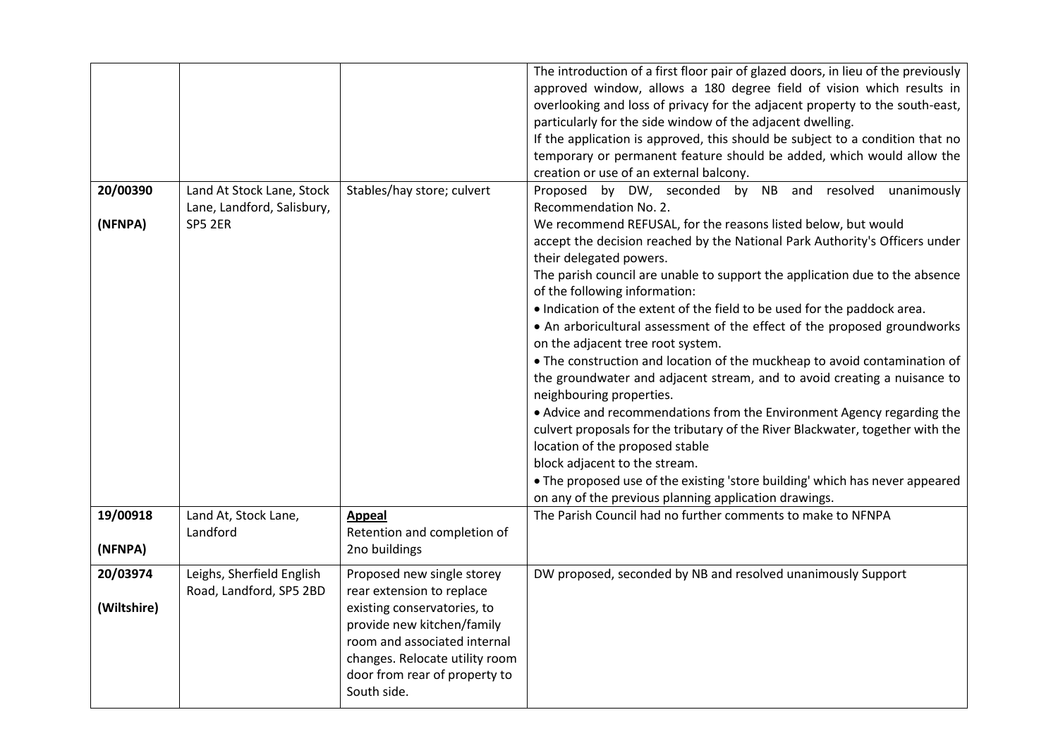| | | | |
|---|---|---|---|
| | | | The introduction of a first floor pair of glazed doors, in lieu of the previously approved window, allows a 180 degree field of vision which results in overlooking and loss of privacy for the adjacent property to the south-east, particularly for the side window of the adjacent dwelling.<br>If the application is approved, this should be subject to a condition that no temporary or permanent feature should be added, which would allow the creation or use of an external balcony. |
| 20/00390<br><br>(NFNPA) | Land At Stock Lane, Stock Lane, Landford, Salisbury, SP5 2ER | Stables/hay store; culvert | Proposed by DW, seconded by NB and resolved unanimously Recommendation No. 2.<br>We recommend REFUSAL, for the reasons listed below, but would accept the decision reached by the National Park Authority's Officers under their delegated powers.<br>The parish council are unable to support the application due to the absence of the following information:<br>• Indication of the extent of the field to be used for the paddock area.<br>• An arboricultural assessment of the effect of the proposed groundworks on the adjacent tree root system.<br>• The construction and location of the muckheap to avoid contamination of the groundwater and adjacent stream, and to avoid creating a nuisance to neighbouring properties.<br>• Advice and recommendations from the Environment Agency regarding the culvert proposals for the tributary of the River Blackwater, together with the location of the proposed stable block adjacent to the stream.<br>• The proposed use of the existing 'store building' which has never appeared on any of the previous planning application drawings. |
| 19/00918<br><br>(NFNPA) | Land At, Stock Lane, Landford | **Appeal**<br>Retention and completion of 2no buildings | The Parish Council had no further comments to make to NFNPA |
| 20/03974<br><br>(Wiltshire) | Leighs, Sherfield English Road, Landford, SP5 2BD | Proposed new single storey rear extension to replace existing conservatories, to provide new kitchen/family room and associated internal changes. Relocate utility room door from rear of property to South side. | DW proposed, seconded by NB and resolved unanimously Support |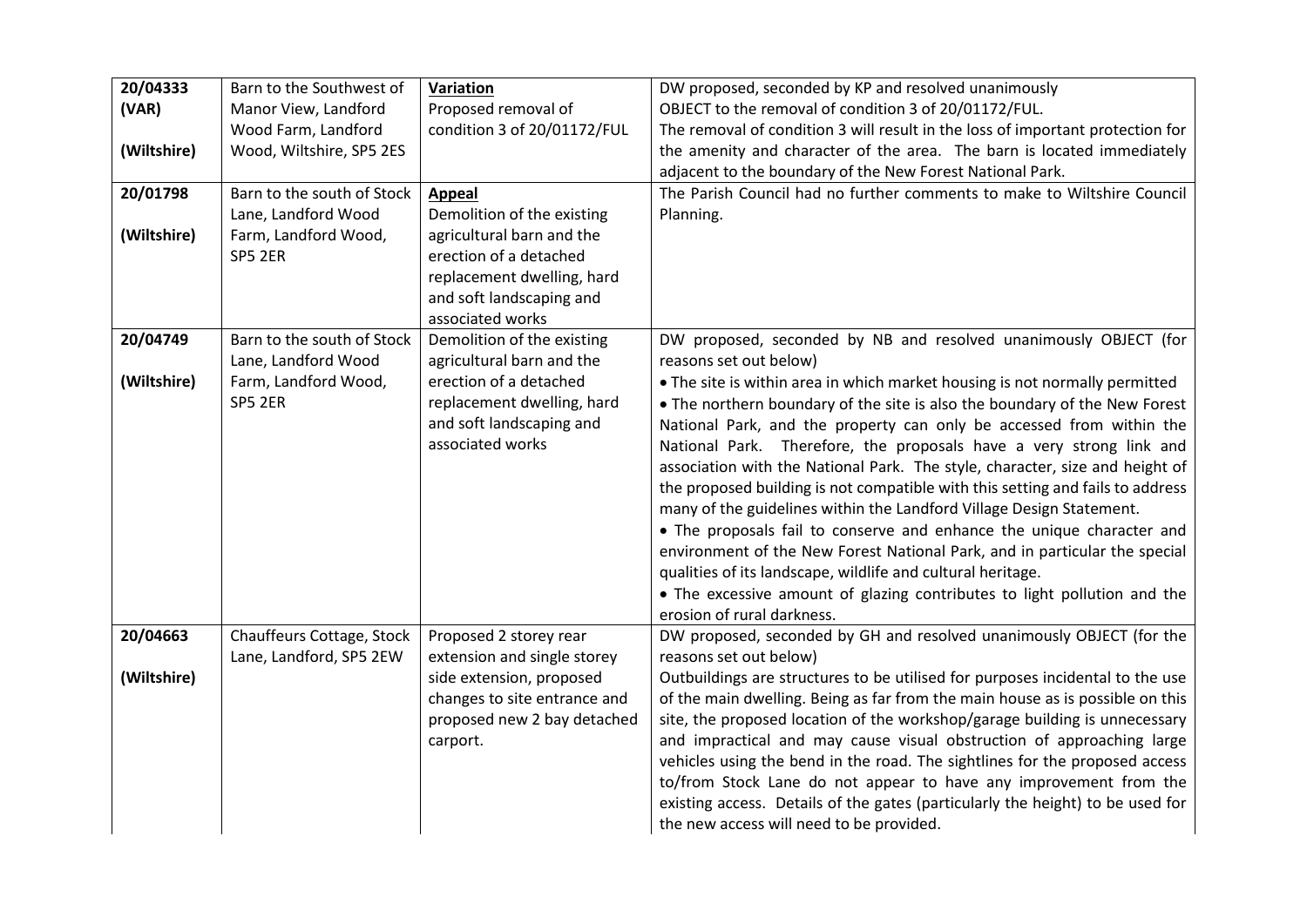| | | | |
|---|---|---|---|
| 20/04333 (VAR) (Wiltshire) | Barn to the Southwest of Manor View, Landford Wood Farm, Landford Wood, Wiltshire, SP5 2ES | **Variation** Proposed removal of condition 3 of 20/01172/FUL | DW proposed, seconded by KP and resolved unanimously OBJECT to the removal of condition 3 of 20/01172/FUL. The removal of condition 3 will result in the loss of important protection for the amenity and character of the area. The barn is located immediately adjacent to the boundary of the New Forest National Park. |
| 20/01798 (Wiltshire) | Barn to the south of Stock Lane, Landford Wood Farm, Landford Wood, SP5 2ER | **Appeal** Demolition of the existing agricultural barn and the erection of a detached replacement dwelling, hard and soft landscaping and associated works | The Parish Council had no further comments to make to Wiltshire Council Planning. |
| 20/04749 (Wiltshire) | Barn to the south of Stock Lane, Landford Wood Farm, Landford Wood, SP5 2ER | Demolition of the existing agricultural barn and the erection of a detached replacement dwelling, hard and soft landscaping and associated works | DW proposed, seconded by NB and resolved unanimously OBJECT (for reasons set out below) <br>• The site is within area in which market housing is not normally permitted <br>• The northern boundary of the site is also the boundary of the New Forest National Park, and the property can only be accessed from within the National Park. Therefore, the proposals have a very strong link and association with the National Park. The style, character, size and height of the proposed building is not compatible with this setting and fails to address many of the guidelines within the Landford Village Design Statement. <br>• The proposals fail to conserve and enhance the unique character and environment of the New Forest National Park, and in particular the special qualities of its landscape, wildlife and cultural heritage. <br>• The excessive amount of glazing contributes to light pollution and the erosion of rural darkness. |
| 20/04663 (Wiltshire) | Chauffeurs Cottage, Stock Lane, Landford, SP5 2EW | Proposed 2 storey rear extension and single storey side extension, proposed changes to site entrance and proposed new 2 bay detached carport. | DW proposed, seconded by GH and resolved unanimously OBJECT (for the reasons set out below) <br>Outbuildings are structures to be utilised for purposes incidental to the use of the main dwelling. Being as far from the main house as is possible on this site, the proposed location of the workshop/garage building is unnecessary and impractical and may cause visual obstruction of approaching large vehicles using the bend in the road. The sightlines for the proposed access to/from Stock Lane do not appear to have any improvement from the existing access. Details of the gates (particularly the height) to be used for the new access will need to be provided. |